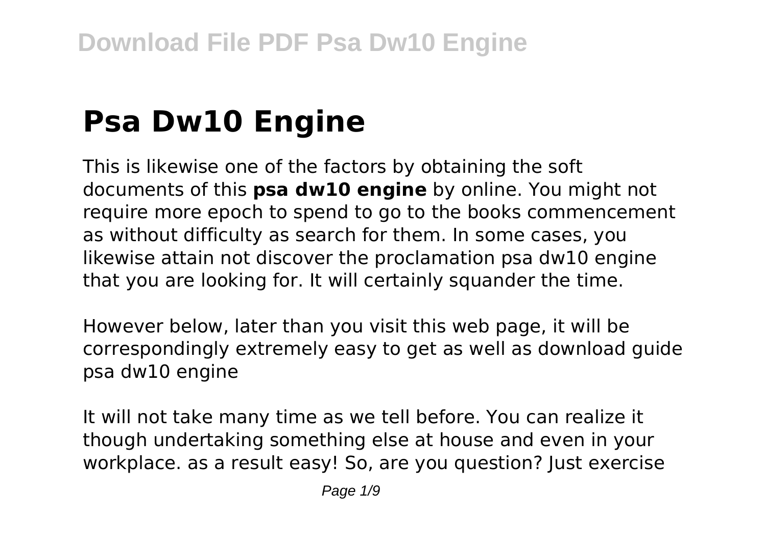# Psa Dw10 Engine

This is likewise one of the factors by obtaining the soft documents of this **psa dw10 engine** by online. You might not require more epoch to spend to go to the books commencement as without difficulty as search for them. In some cases, you likewise attain not discover the proclamation psa dw10 engine that you are looking for. It will certainly squander the time.

However below, later than you visit this web page, it will be correspondingly extremely easy to get as well as download guide psa dw10 engine

It will not take many time as we tell before. You can realize it though undertaking something else at house and even in your workplace. as a result easy! So, are you question? Just exercise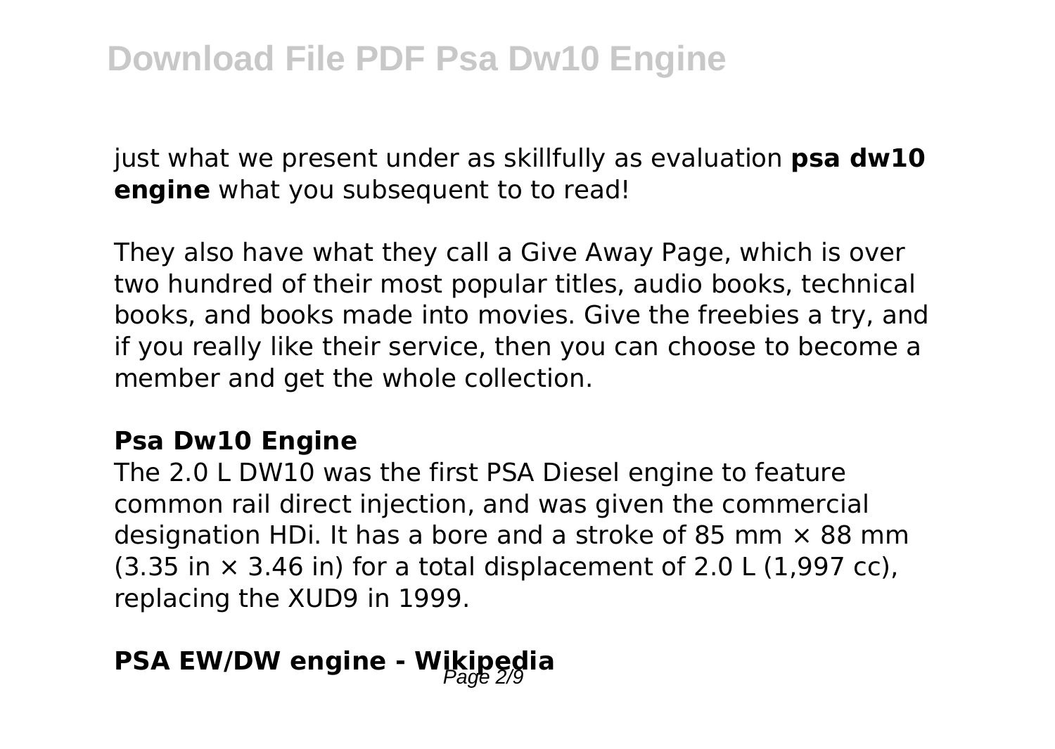just what we present under as skillfully as evaluation **psa dw10 engine** what you subsequent to to read!

They also have what they call a Give Away Page, which is over two hundred of their most popular titles, audio books, technical books, and books made into movies. Give the freebies a try, and if you really like their service, then you can choose to become a member and get the whole collection.

## Psa Dw10 Engine

The 2.0 L DW10 was the first PSA Diesel engine to feature common rail direct injection, and was given the commercial designation HDi. It has a bore and a stroke of 85 mm × 88 mm (3.35 in × 3.46 in) for a total displacement of 2.0 L (1,997 cc), replacing the XUD9 in 1999.

## PSA EW/DW engine - Wikipedia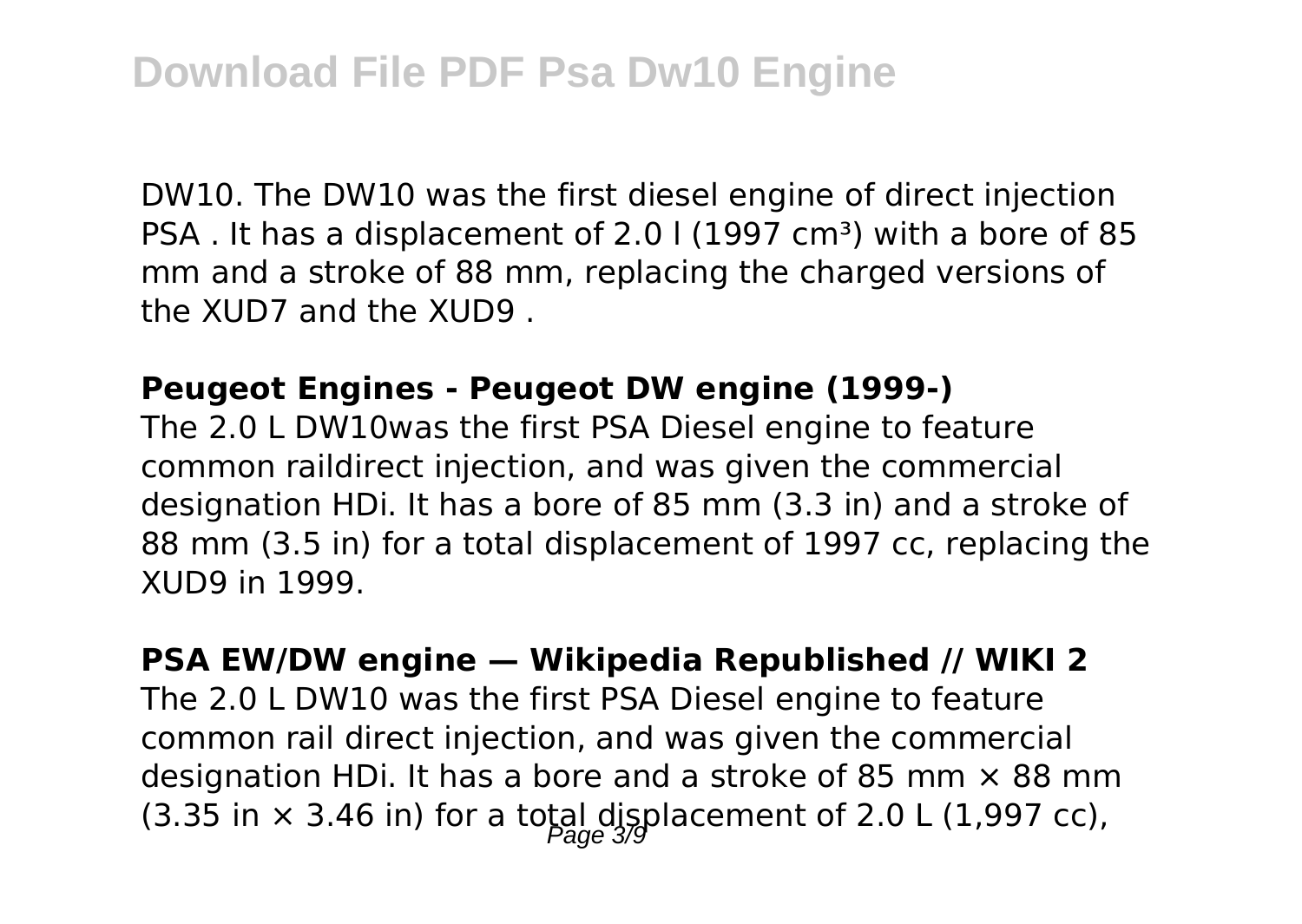DW10. The DW10 was the first diesel engine of direct injection PSA . It has a displacement of 2.0 l (1997 cm³) with a bore of 85 mm and a stroke of 88 mm, replacing the charged versions of the XUD7 and the XUD9 .

**Peugeot Engines - Peugeot DW engine (1999-)**

The 2.0 L DW10was the first PSA Diesel engine to feature common raildirect injection, and was given the commercial designation HDi. It has a bore of 85 mm (3.3 in) and a stroke of 88 mm (3.5 in) for a total displacement of 1997 cc, replacing the XUD9 in 1999.

**PSA EW/DW engine — Wikipedia Republished // WIKI 2**

The 2.0 L DW10 was the first PSA Diesel engine to feature common rail direct injection, and was given the commercial designation HDi. It has a bore and a stroke of 85 mm × 88 mm (3.35 in × 3.46 in) for a total displacement of 2.0 L (1,997 cc),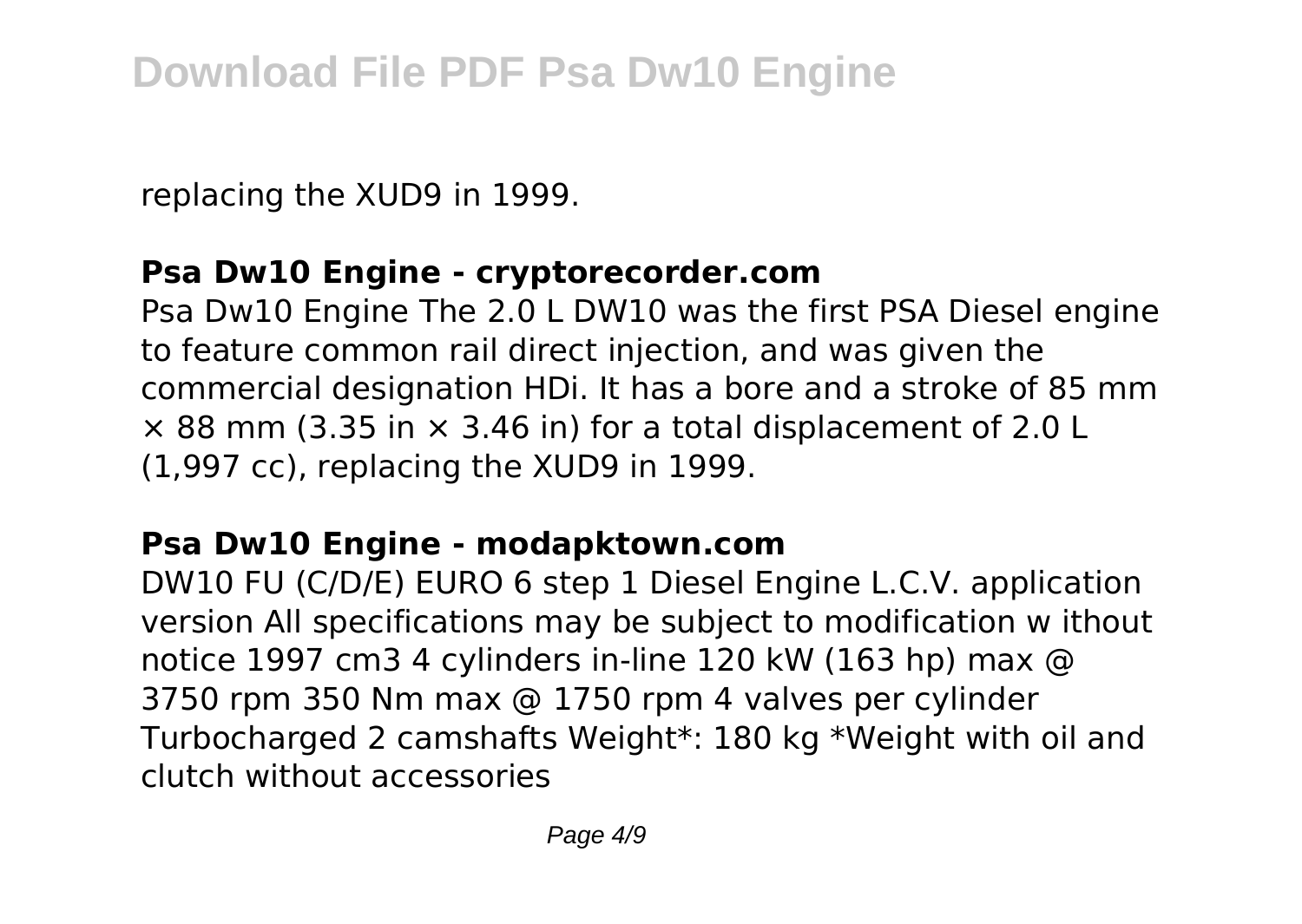replacing the XUD9 in 1999.

### Psa Dw10 Engine - cryptorecorder.com

Psa Dw10 Engine The 2.0 L DW10 was the first PSA Diesel engine to feature common rail direct injection, and was given the commercial designation HDi. It has a bore and a stroke of 85 mm × 88 mm (3.35 in × 3.46 in) for a total displacement of 2.0 L (1,997 cc), replacing the XUD9 in 1999.

### Psa Dw10 Engine - modapktown.com

DW10 FU (C/D/E) EURO 6 step 1 Diesel Engine L.C.V. application version All specifications may be subject to modification w ithout notice 1997 cm3 4 cylinders in-line 120 kW (163 hp) max @ 3750 rpm 350 Nm max @ 1750 rpm 4 valves per cylinder Turbocharged 2 camshafts Weight*: 180 kg *Weight with oil and clutch without accessories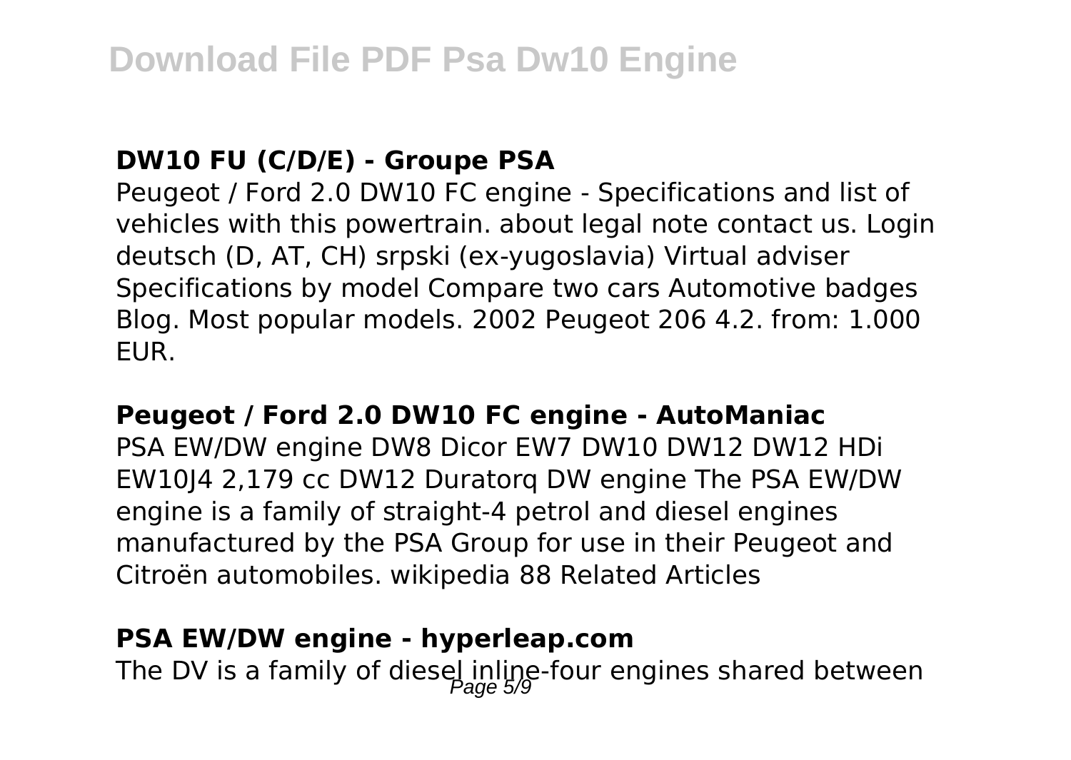**DW10 FU (C/D/E) - Groupe PSA**

Peugeot / Ford 2.0 DW10 FC engine - Specifications and list of vehicles with this powertrain. about legal note contact us. Login deutsch (D, AT, CH) srpski (ex-yugoslavia) Virtual adviser Specifications by model Compare two cars Automotive badges Blog. Most popular models. 2002 Peugeot 206 4.2. from: 1.000 EUR.

**Peugeot / Ford 2.0 DW10 FC engine - AutoManiac**

PSA EW/DW engine DW8 Dicor EW7 DW10 DW12 DW12 HDi EW10J4 2,179 cc DW12 Duratorq DW engine The PSA EW/DW engine is a family of straight-4 petrol and diesel engines manufactured by the PSA Group for use in their Peugeot and Citroën automobiles. wikipedia 88 Related Articles

**PSA EW/DW engine - hyperleap.com**

The DV is a family of diesel inline-four engines shared between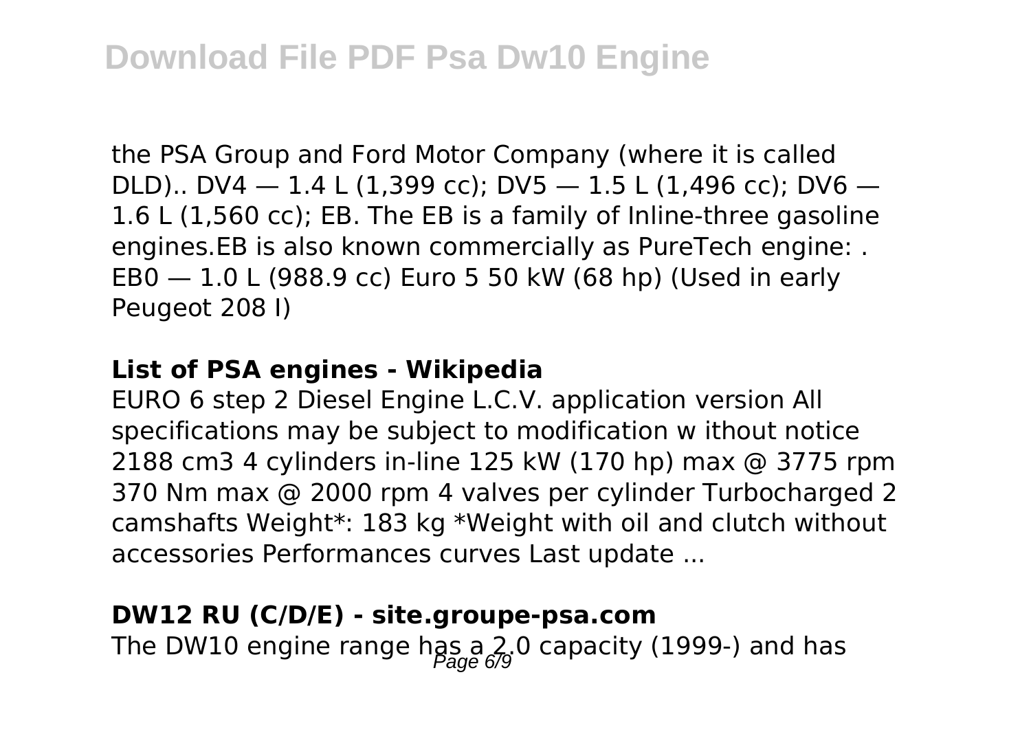the PSA Group and Ford Motor Company (where it is called DLD).. DV4 — 1.4 L (1,399 cc); DV5 — 1.5 L (1,496 cc); DV6 — 1.6 L (1,560 cc); EB. The EB is a family of Inline-three gasoline engines.EB is also known commercially as PureTech engine: . EB0 — 1.0 L (988.9 cc) Euro 5 50 kW (68 hp) (Used in early Peugeot 208 I)

**List of PSA engines - Wikipedia**

EURO 6 step 2 Diesel Engine L.C.V. application version All specifications may be subject to modification w ithout notice 2188 cm3 4 cylinders in-line 125 kW (170 hp) max @ 3775 rpm 370 Nm max @ 2000 rpm 4 valves per cylinder Turbocharged 2 camshafts Weight*: 183 kg *Weight with oil and clutch without accessories Performances curves Last update ...

**DW12 RU (C/D/E) - site.groupe-psa.com**

The DW10 engine range has a 2.0 capacity (1999-) and has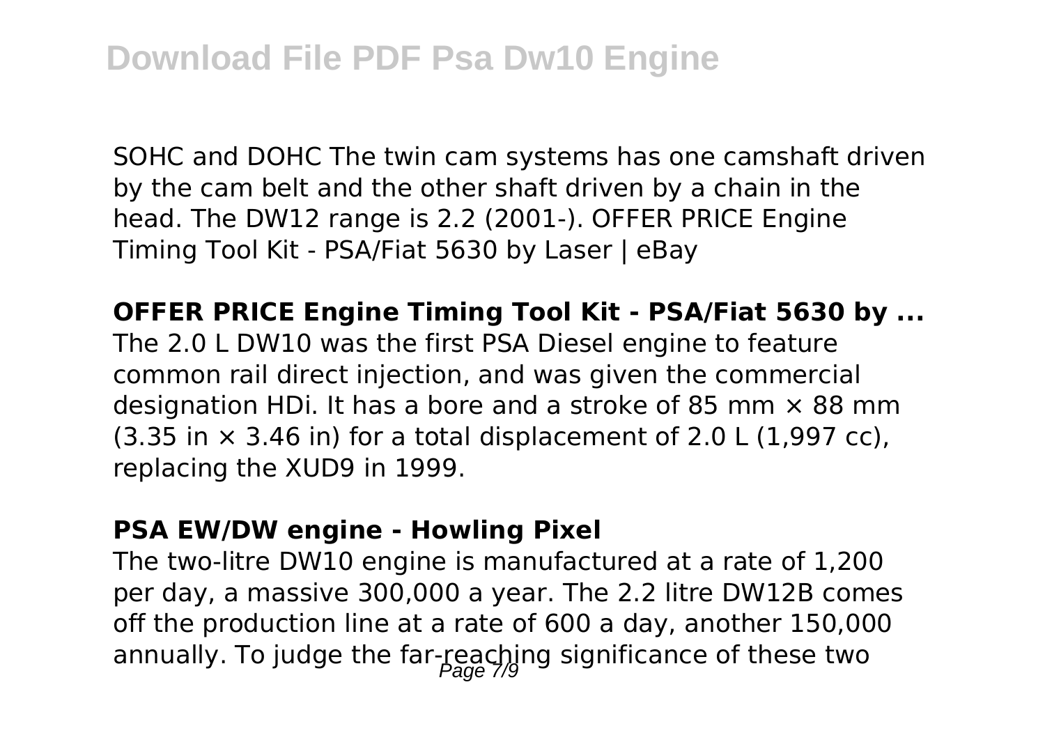SOHC and DOHC The twin cam systems has one camshaft driven by the cam belt and the other shaft driven by a chain in the head. The DW12 range is 2.2 (2001-). OFFER PRICE Engine Timing Tool Kit - PSA/Fiat 5630 by Laser | eBay

**OFFER PRICE Engine Timing Tool Kit - PSA/Fiat 5630 by ...**

The 2.0 L DW10 was the first PSA Diesel engine to feature common rail direct injection, and was given the commercial designation HDi. It has a bore and a stroke of 85 mm × 88 mm (3.35 in × 3.46 in) for a total displacement of 2.0 L (1,997 cc), replacing the XUD9 in 1999.

**PSA EW/DW engine - Howling Pixel**

The two-litre DW10 engine is manufactured at a rate of 1,200 per day, a massive 300,000 a year. The 2.2 litre DW12B comes off the production line at a rate of 600 a day, another 150,000 annually. To judge the far-reaching significance of these two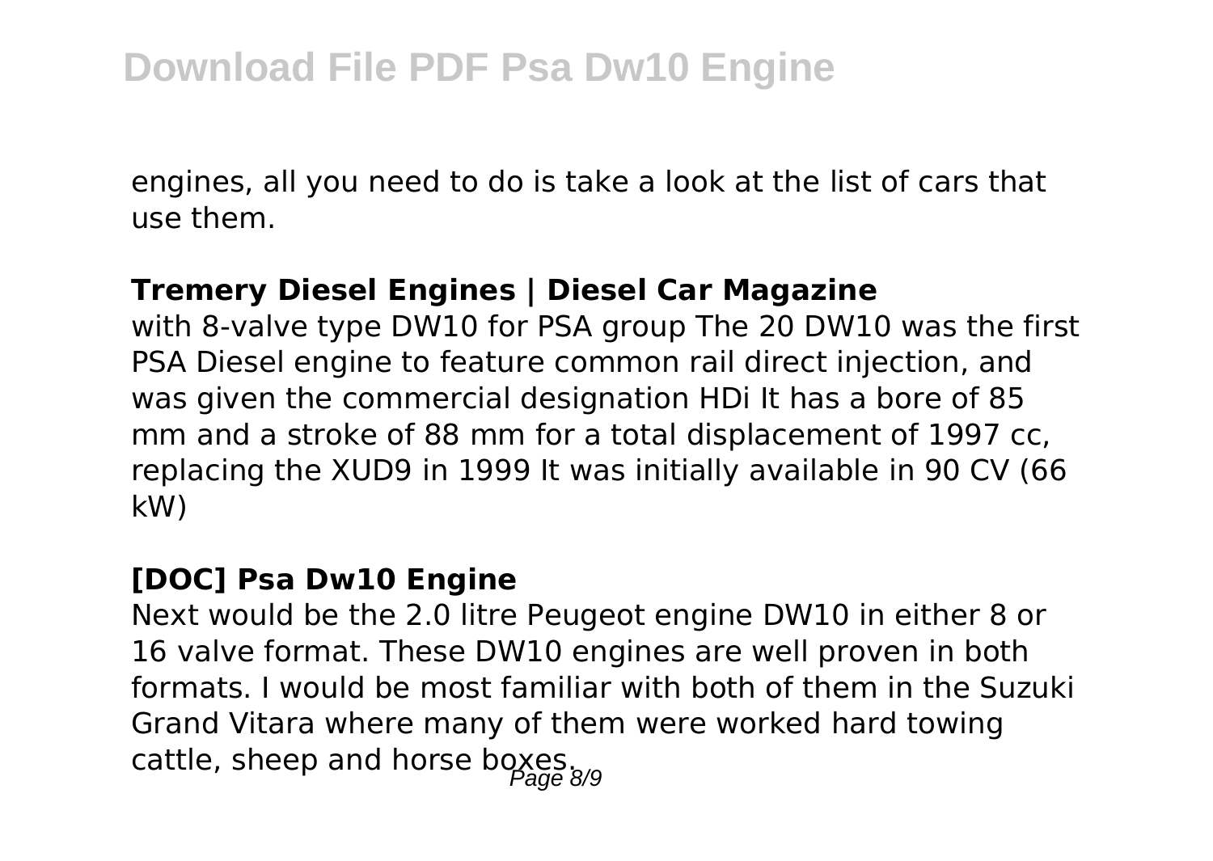engines, all you need to do is take a look at the list of cars that use them.

**Tremery Diesel Engines | Diesel Car Magazine**

with 8-valve type DW10 for PSA group The 20 DW10 was the first PSA Diesel engine to feature common rail direct injection, and was given the commercial designation HDi It has a bore of 85 mm and a stroke of 88 mm for a total displacement of 1997 cc, replacing the XUD9 in 1999 It was initially available in 90 CV (66 kW)

**[DOC] Psa Dw10 Engine**

Next would be the 2.0 litre Peugeot engine DW10 in either 8 or 16 valve format. These DW10 engines are well proven in both formats. I would be most familiar with both of them in the Suzuki Grand Vitara where many of them were worked hard towing cattle, sheep and horse boxes.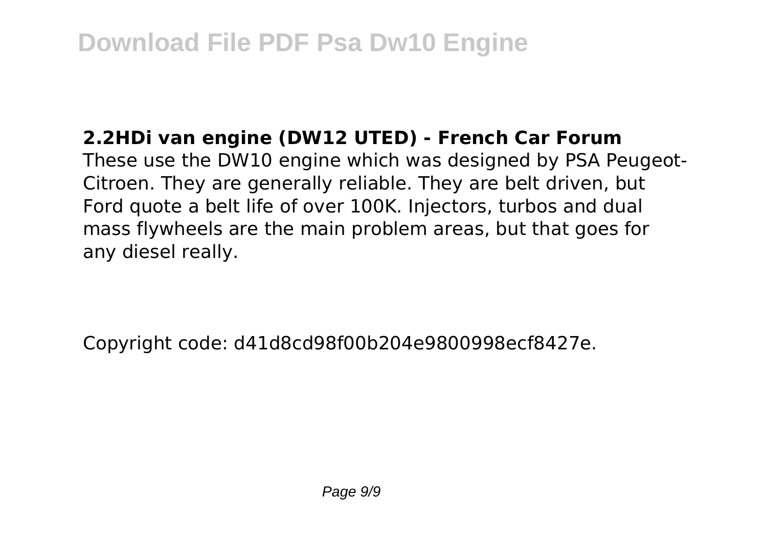## 2.2HDi van engine (DW12 UTED) - French Car Forum

These use the DW10 engine which was designed by PSA Peugeot-Citroen. They are generally reliable. They are belt driven, but Ford quote a belt life of over 100K. Injectors, turbos and dual mass flywheels are the main problem areas, but that goes for any diesel really.

Copyright code: d41d8cd98f00b204e9800998ecf8427e.